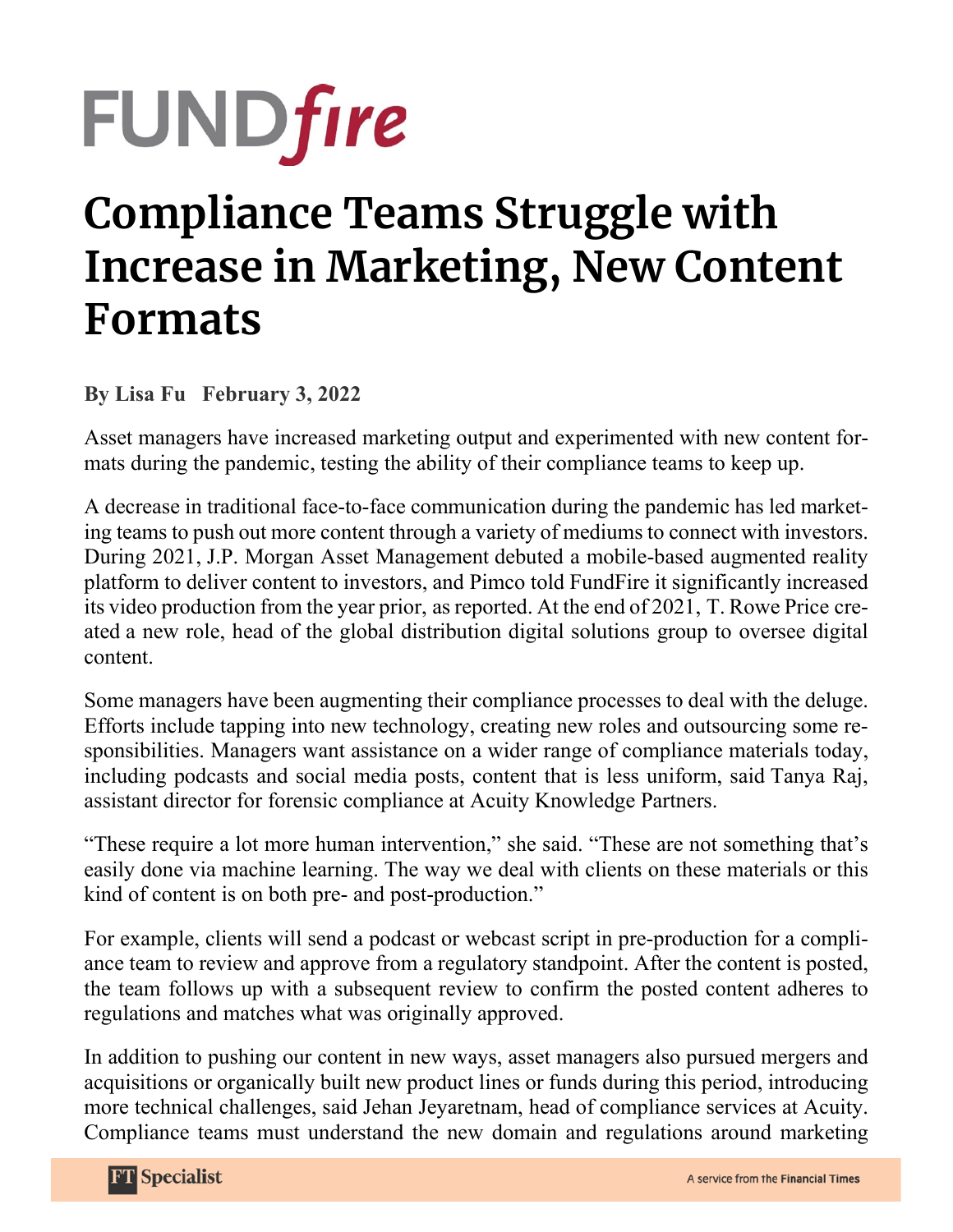FUND*fire*

# Compliance Teams Struggle with Increase in Marketing, New Content Formats

**By Lisa Fu   February 3, 2022**

Asset managers have increased marketing output and experimented with new content formats during the pandemic, testing the ability of their compliance teams to keep up.

A decrease in traditional face-to-face communication during the pandemic has led marketing teams to push out more content through a variety of mediums to connect with investors. During 2021, J.P. Morgan Asset Management debuted a mobile-based augmented reality platform to deliver content to investors, and Pimco told FundFire it significantly increased its video production from the year prior, as reported. At the end of 2021, T. Rowe Price created a new role, head of the global distribution digital solutions group to oversee digital content.

Some managers have been augmenting their compliance processes to deal with the deluge. Efforts include tapping into new technology, creating new roles and outsourcing some responsibilities. Managers want assistance on a wider range of compliance materials today, including podcasts and social media posts, content that is less uniform, said Tanya Raj, assistant director for forensic compliance at Acuity Knowledge Partners.

"These require a lot more human intervention," she said. "These are not something that's easily done via machine learning. The way we deal with clients on these materials or this kind of content is on both pre- and post-production."

For example, clients will send a podcast or webcast script in pre-production for a compliance team to review and approve from a regulatory standpoint. After the content is posted, the team follows up with a subsequent review to confirm the posted content adheres to regulations and matches what was originally approved.

In addition to pushing our content in new ways, asset managers also pursued mergers and acquisitions or organically built new product lines or funds during this period, introducing more technical challenges, said Jehan Jeyaretnam, head of compliance services at Acuity. Compliance teams must understand the new domain and regulations around marketing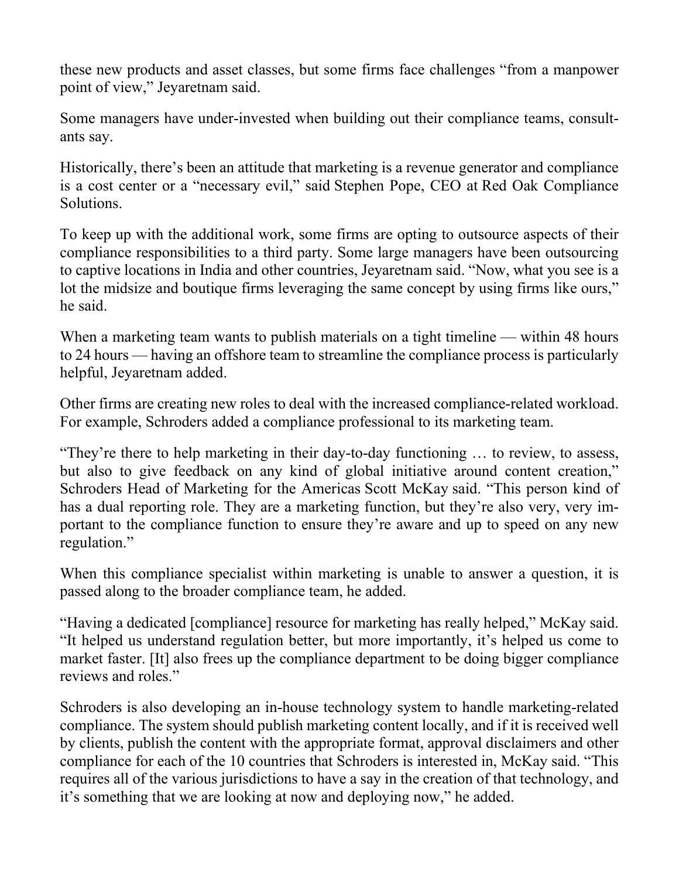these new products and asset classes, but some firms face challenges "from a manpower point of view," Jeyaretnam said.

Some managers have under-invested when building out their compliance teams, consultants say.

Historically, there's been an attitude that marketing is a revenue generator and compliance is a cost center or a "necessary evil," said Stephen Pope, CEO at Red Oak Compliance Solutions.

To keep up with the additional work, some firms are opting to outsource aspects of their compliance responsibilities to a third party. Some large managers have been outsourcing to captive locations in India and other countries, Jeyaretnam said. "Now, what you see is a lot the midsize and boutique firms leveraging the same concept by using firms like ours," he said.

When a marketing team wants to publish materials on a tight timeline — within 48 hours to 24 hours — having an offshore team to streamline the compliance process is particularly helpful, Jeyaretnam added.

Other firms are creating new roles to deal with the increased compliance-related workload. For example, Schroders added a compliance professional to its marketing team.

"They're there to help marketing in their day-to-day functioning … to review, to assess, but also to give feedback on any kind of global initiative around content creation," Schroders Head of Marketing for the Americas Scott McKay said. "This person kind of has a dual reporting role. They are a marketing function, but they're also very, very important to the compliance function to ensure they're aware and up to speed on any new regulation."

When this compliance specialist within marketing is unable to answer a question, it is passed along to the broader compliance team, he added.

"Having a dedicated [compliance] resource for marketing has really helped," McKay said. "It helped us understand regulation better, but more importantly, it's helped us come to market faster. [It] also frees up the compliance department to be doing bigger compliance reviews and roles."

Schroders is also developing an in-house technology system to handle marketing-related compliance. The system should publish marketing content locally, and if it is received well by clients, publish the content with the appropriate format, approval disclaimers and other compliance for each of the 10 countries that Schroders is interested in, McKay said. "This requires all of the various jurisdictions to have a say in the creation of that technology, and it's something that we are looking at now and deploying now," he added.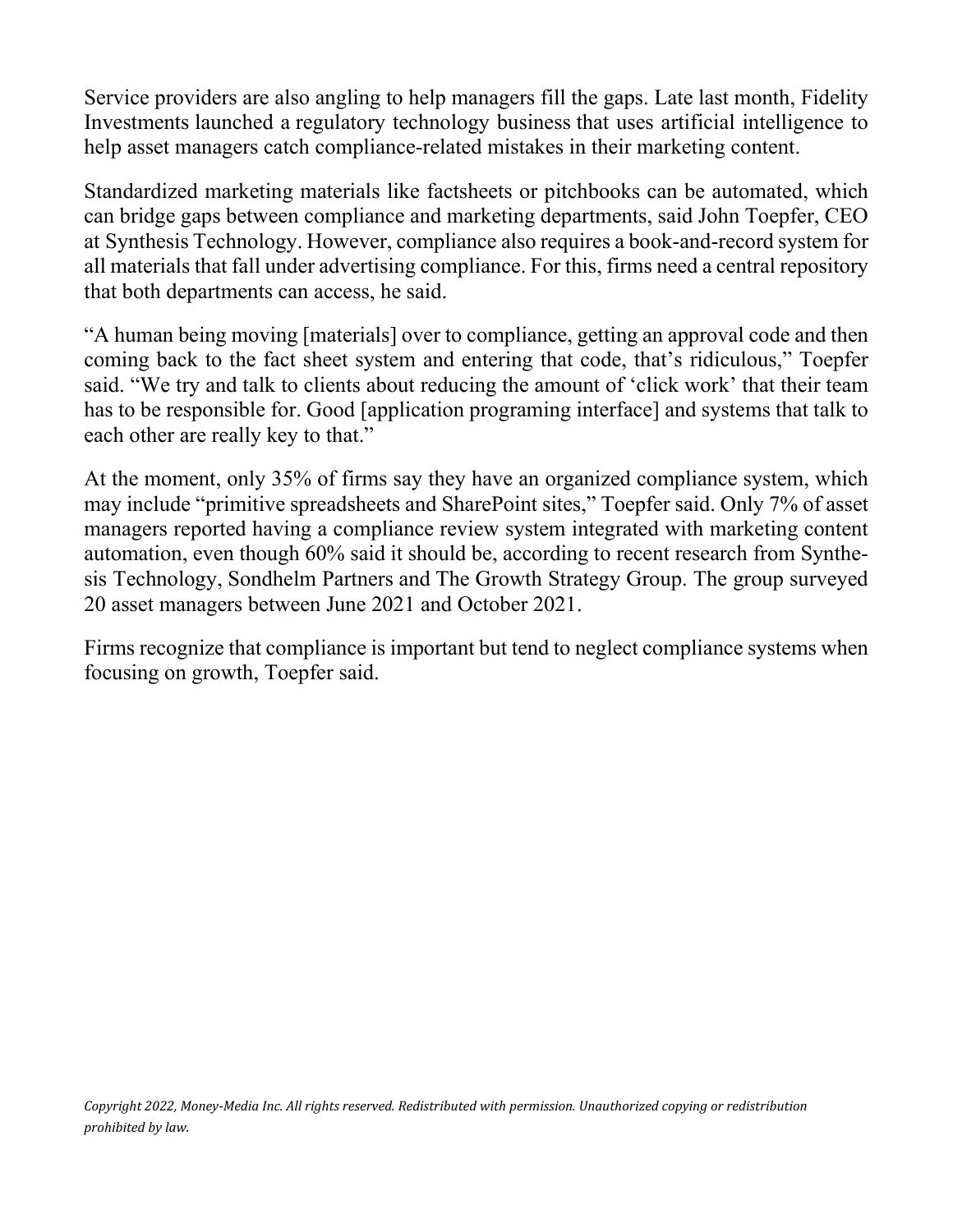Service providers are also angling to help managers fill the gaps. Late last month, Fidelity Investments launched a regulatory technology business that uses artificial intelligence to help asset managers catch compliance-related mistakes in their marketing content.

Standardized marketing materials like factsheets or pitchbooks can be automated, which can bridge gaps between compliance and marketing departments, said John Toepfer, CEO at Synthesis Technology. However, compliance also requires a book-and-record system for all materials that fall under advertising compliance. For this, firms need a central repository that both departments can access, he said.

"A human being moving [materials] over to compliance, getting an approval code and then coming back to the fact sheet system and entering that code, that's ridiculous," Toepfer said. "We try and talk to clients about reducing the amount of 'click work' that their team has to be responsible for. Good [application programing interface] and systems that talk to each other are really key to that."

At the moment, only 35% of firms say they have an organized compliance system, which may include "primitive spreadsheets and SharePoint sites," Toepfer said. Only 7% of asset managers reported having a compliance review system integrated with marketing content automation, even though 60% said it should be, according to recent research from Synthesis Technology, Sondhelm Partners and The Growth Strategy Group. The group surveyed 20 asset managers between June 2021 and October 2021.

Firms recognize that compliance is important but tend to neglect compliance systems when focusing on growth, Toepfer said.

*Copyright 2022, Money-Media Inc. All rights reserved. Redistributed with permission. Unauthorized copying or redistribution prohibited by law.*